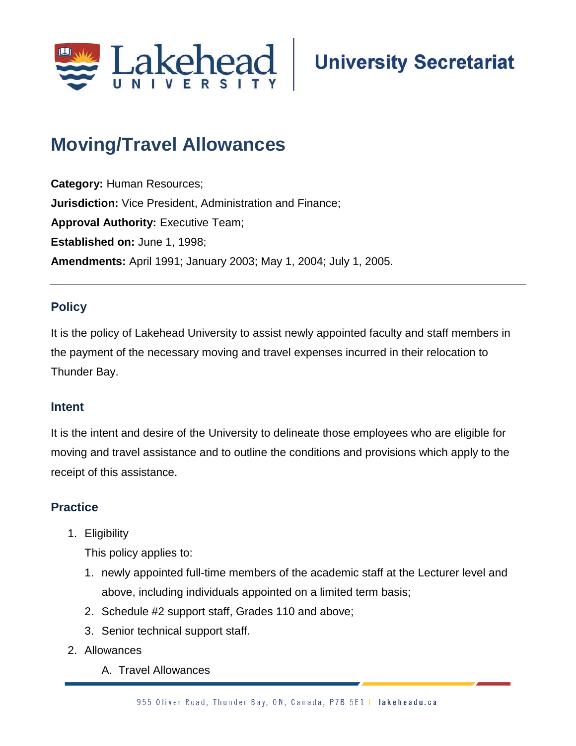# Moving/Travel Allowances

**Category:** Human Resources;
**Jurisdiction:** Vice President, Administration and Finance;
**Approval Authority:** Executive Team;
**Established on:** June 1, 1998;
**Amendments:** April 1991; January 2003; May 1, 2004; July 1, 2005.

---

## Policy

It is the policy of Lakehead University to assist newly appointed faculty and staff members in the payment of the necessary moving and travel expenses incurred in their relocation to Thunder Bay.

## Intent

It is the intent and desire of the University to delineate those employees who are eligible for moving and travel assistance and to outline the conditions and provisions which apply to the receipt of this assistance.

## Practice

1. Eligibility

   This policy applies to:

   1. newly appointed full-time members of the academic staff at the Lecturer level and above, including individuals appointed on a limited term basis;
   2. Schedule #2 support staff, Grades 110 and above;
   3. Senior technical support staff.

2. Allowances

   A. Travel Allowances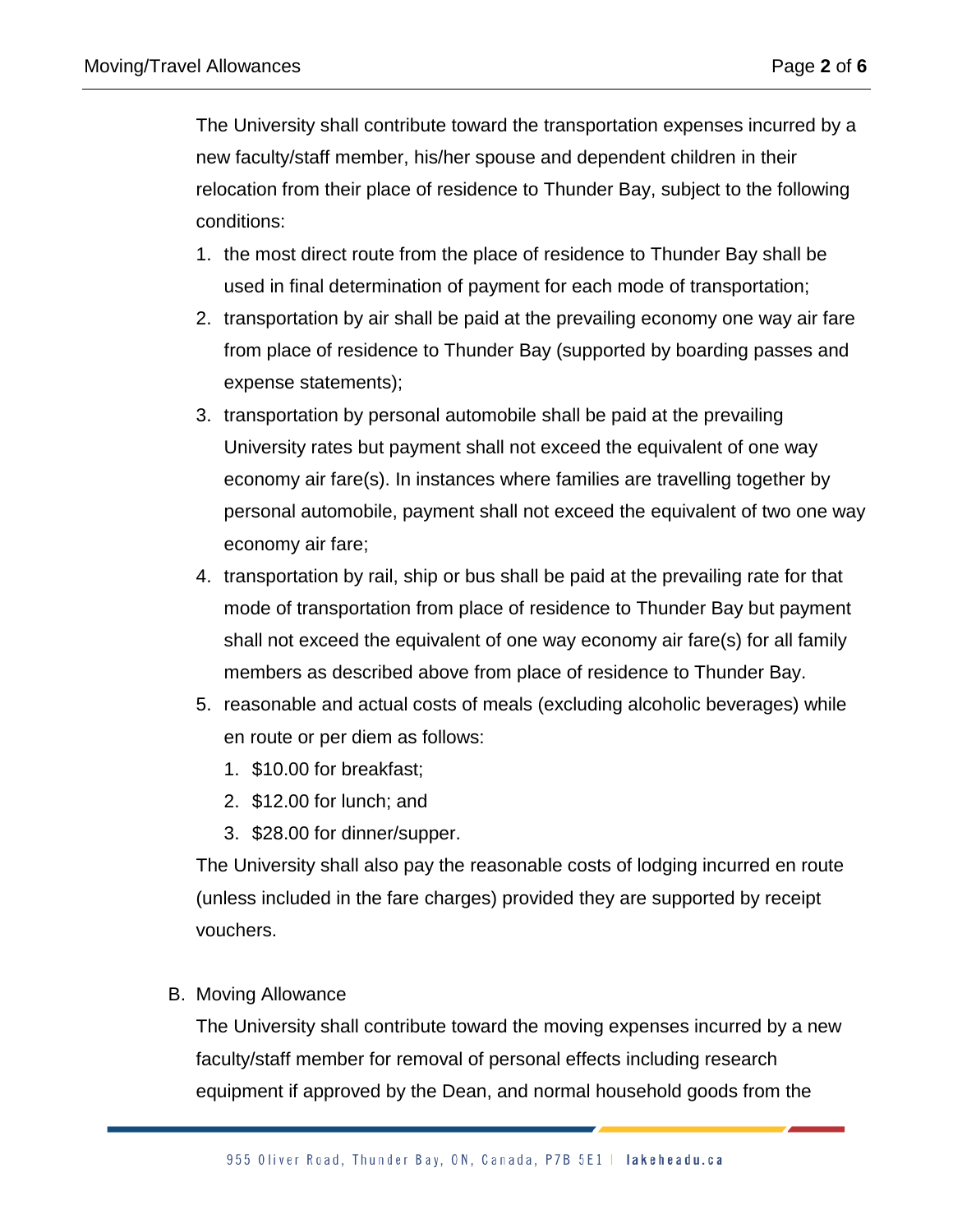The University shall contribute toward the transportation expenses incurred by a new faculty/staff member, his/her spouse and dependent children in their relocation from their place of residence to Thunder Bay, subject to the following conditions:

1. the most direct route from the place of residence to Thunder Bay shall be used in final determination of payment for each mode of transportation;
2. transportation by air shall be paid at the prevailing economy one way air fare from place of residence to Thunder Bay (supported by boarding passes and expense statements);
3. transportation by personal automobile shall be paid at the prevailing University rates but payment shall not exceed the equivalent of one way economy air fare(s). In instances where families are travelling together by personal automobile, payment shall not exceed the equivalent of two one way economy air fare;
4. transportation by rail, ship or bus shall be paid at the prevailing rate for that mode of transportation from place of residence to Thunder Bay but payment shall not exceed the equivalent of one way economy air fare(s) for all family members as described above from place of residence to Thunder Bay.
5. reasonable and actual costs of meals (excluding alcoholic beverages) while en route or per diem as follows:
   1. $10.00 for breakfast;
   2. $12.00 for lunch; and
   3. $28.00 for dinner/supper.

The University shall also pay the reasonable costs of lodging incurred en route (unless included in the fare charges) provided they are supported by receipt vouchers.

B. Moving Allowance

The University shall contribute toward the moving expenses incurred by a new faculty/staff member for removal of personal effects including research equipment if approved by the Dean, and normal household goods from the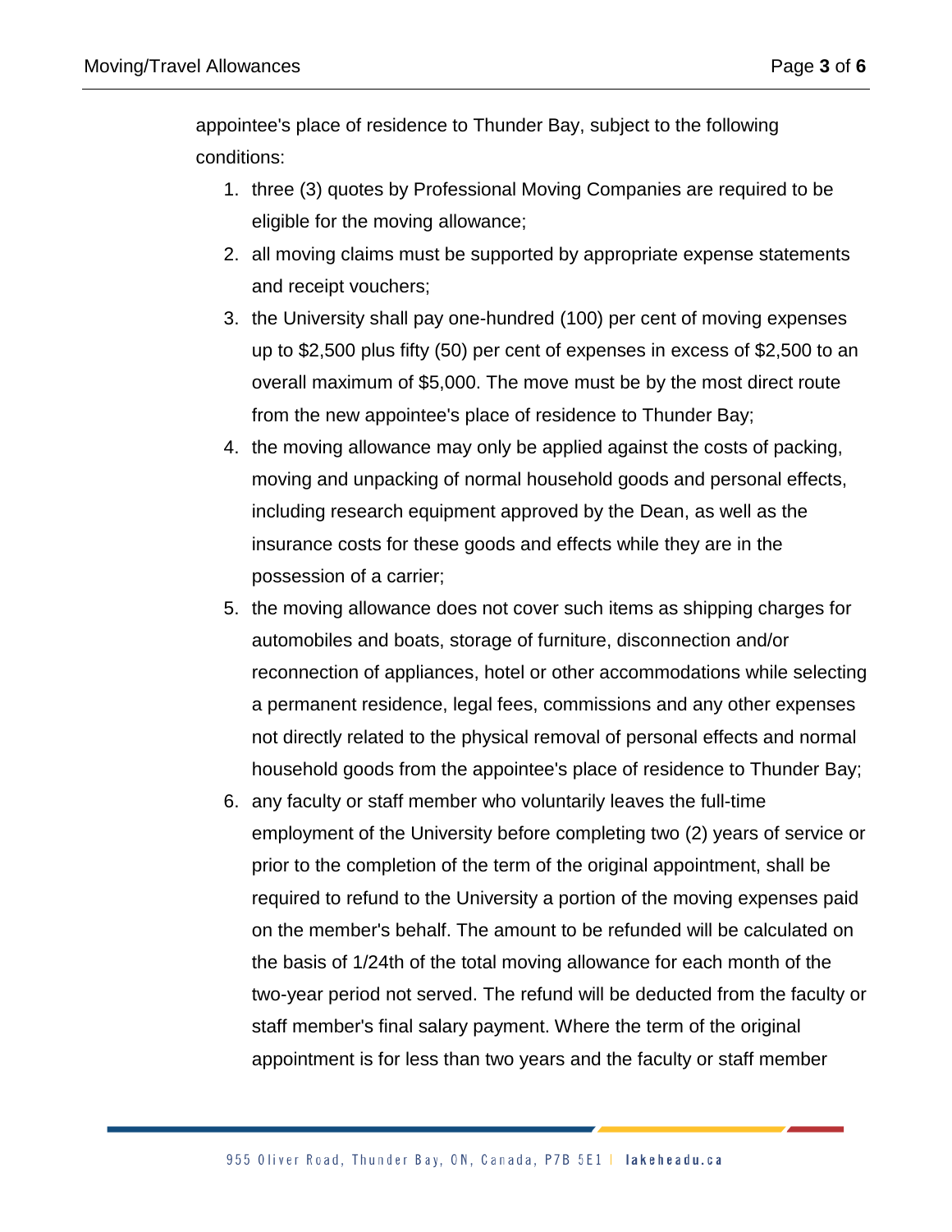appointee's place of residence to Thunder Bay, subject to the following conditions:

1. three (3) quotes by Professional Moving Companies are required to be eligible for the moving allowance;
2. all moving claims must be supported by appropriate expense statements and receipt vouchers;
3. the University shall pay one-hundred (100) per cent of moving expenses up to $2,500 plus fifty (50) per cent of expenses in excess of $2,500 to an overall maximum of $5,000. The move must be by the most direct route from the new appointee's place of residence to Thunder Bay;
4. the moving allowance may only be applied against the costs of packing, moving and unpacking of normal household goods and personal effects, including research equipment approved by the Dean, as well as the insurance costs for these goods and effects while they are in the possession of a carrier;
5. the moving allowance does not cover such items as shipping charges for automobiles and boats, storage of furniture, disconnection and/or reconnection of appliances, hotel or other accommodations while selecting a permanent residence, legal fees, commissions and any other expenses not directly related to the physical removal of personal effects and normal household goods from the appointee's place of residence to Thunder Bay;
6. any faculty or staff member who voluntarily leaves the full-time employment of the University before completing two (2) years of service or prior to the completion of the term of the original appointment, shall be required to refund to the University a portion of the moving expenses paid on the member's behalf. The amount to be refunded will be calculated on the basis of 1/24th of the total moving allowance for each month of the two-year period not served. The refund will be deducted from the faculty or staff member's final salary payment. Where the term of the original appointment is for less than two years and the faculty or staff member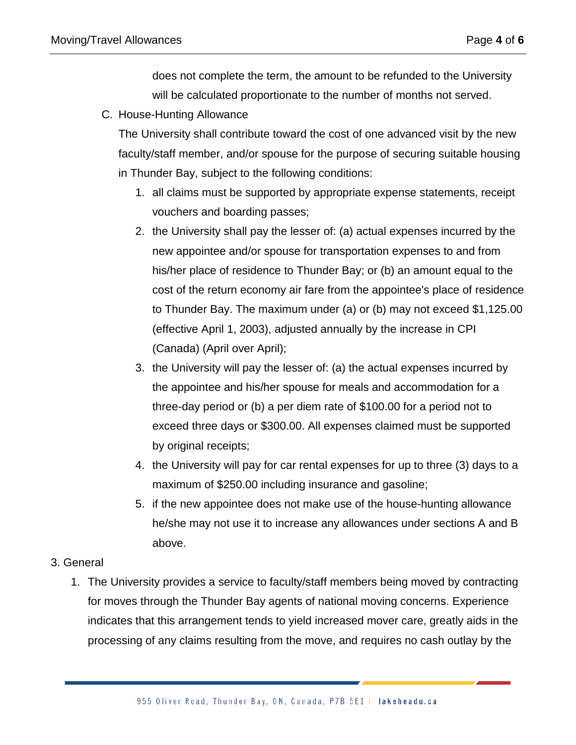does not complete the term, the amount to be refunded to the University will be calculated proportionate to the number of months not served.

C. House-Hunting Allowance

The University shall contribute toward the cost of one advanced visit by the new faculty/staff member, and/or spouse for the purpose of securing suitable housing in Thunder Bay, subject to the following conditions:

1. all claims must be supported by appropriate expense statements, receipt vouchers and boarding passes;
2. the University shall pay the lesser of: (a) actual expenses incurred by the new appointee and/or spouse for transportation expenses to and from his/her place of residence to Thunder Bay; or (b) an amount equal to the cost of the return economy air fare from the appointee's place of residence to Thunder Bay. The maximum under (a) or (b) may not exceed $1,125.00 (effective April 1, 2003), adjusted annually by the increase in CPI (Canada) (April over April);
3. the University will pay the lesser of: (a) the actual expenses incurred by the appointee and his/her spouse for meals and accommodation for a three-day period or (b) a per diem rate of $100.00 for a period not to exceed three days or $300.00. All expenses claimed must be supported by original receipts;
4. the University will pay for car rental expenses for up to three (3) days to a maximum of $250.00 including insurance and gasoline;
5. if the new appointee does not make use of the house-hunting allowance he/she may not use it to increase any allowances under sections A and B above.

3. General

1. The University provides a service to faculty/staff members being moved by contracting for moves through the Thunder Bay agents of national moving concerns. Experience indicates that this arrangement tends to yield increased mover care, greatly aids in the processing of any claims resulting from the move, and requires no cash outlay by the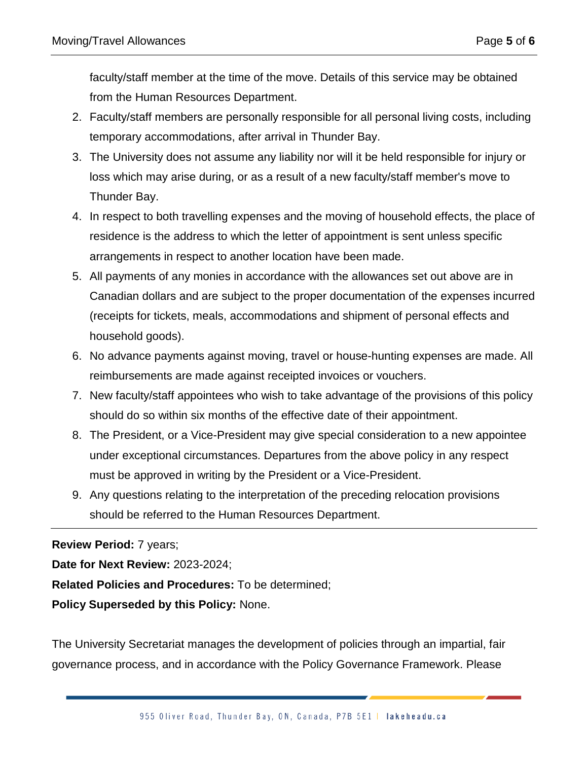faculty/staff member at the time of the move. Details of this service may be obtained from the Human Resources Department.

2. Faculty/staff members are personally responsible for all personal living costs, including temporary accommodations, after arrival in Thunder Bay.
3. The University does not assume any liability nor will it be held responsible for injury or loss which may arise during, or as a result of a new faculty/staff member's move to Thunder Bay.
4. In respect to both travelling expenses and the moving of household effects, the place of residence is the address to which the letter of appointment is sent unless specific arrangements in respect to another location have been made.
5. All payments of any monies in accordance with the allowances set out above are in Canadian dollars and are subject to the proper documentation of the expenses incurred (receipts for tickets, meals, accommodations and shipment of personal effects and household goods).
6. No advance payments against moving, travel or house-hunting expenses are made. All reimbursements are made against receipted invoices or vouchers.
7. New faculty/staff appointees who wish to take advantage of the provisions of this policy should do so within six months of the effective date of their appointment.
8. The President, or a Vice-President may give special consideration to a new appointee under exceptional circumstances. Departures from the above policy in any respect must be approved in writing by the President or a Vice-President.
9. Any questions relating to the interpretation of the preceding relocation provisions should be referred to the Human Resources Department.

---

**Review Period:** 7 years;

**Date for Next Review:** 2023-2024;

**Related Policies and Procedures:** To be determined;

**Policy Superseded by this Policy:** None.

The University Secretariat manages the development of policies through an impartial, fair governance process, and in accordance with the Policy Governance Framework. Please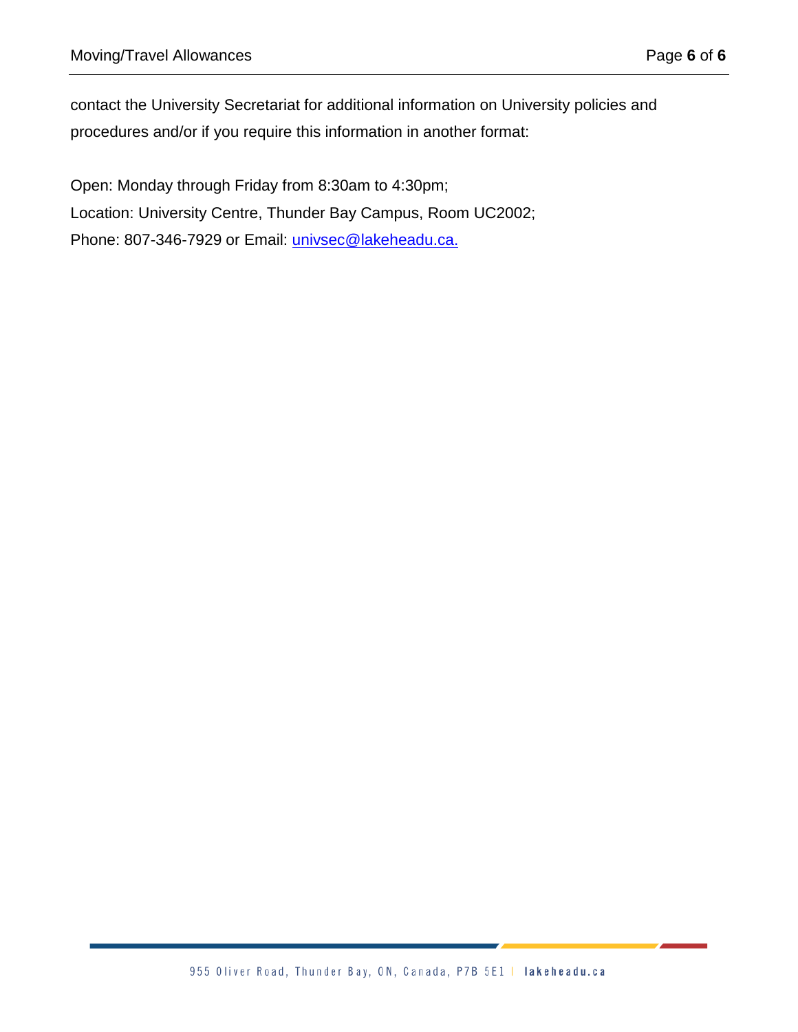contact the University Secretariat for additional information on University policies and procedures and/or if you require this information in another format:

Open: Monday through Friday from 8:30am to 4:30pm;
Location: University Centre, Thunder Bay Campus, Room UC2002;
Phone: 807-346-7929 or Email: univsec@lakeheadu.ca.